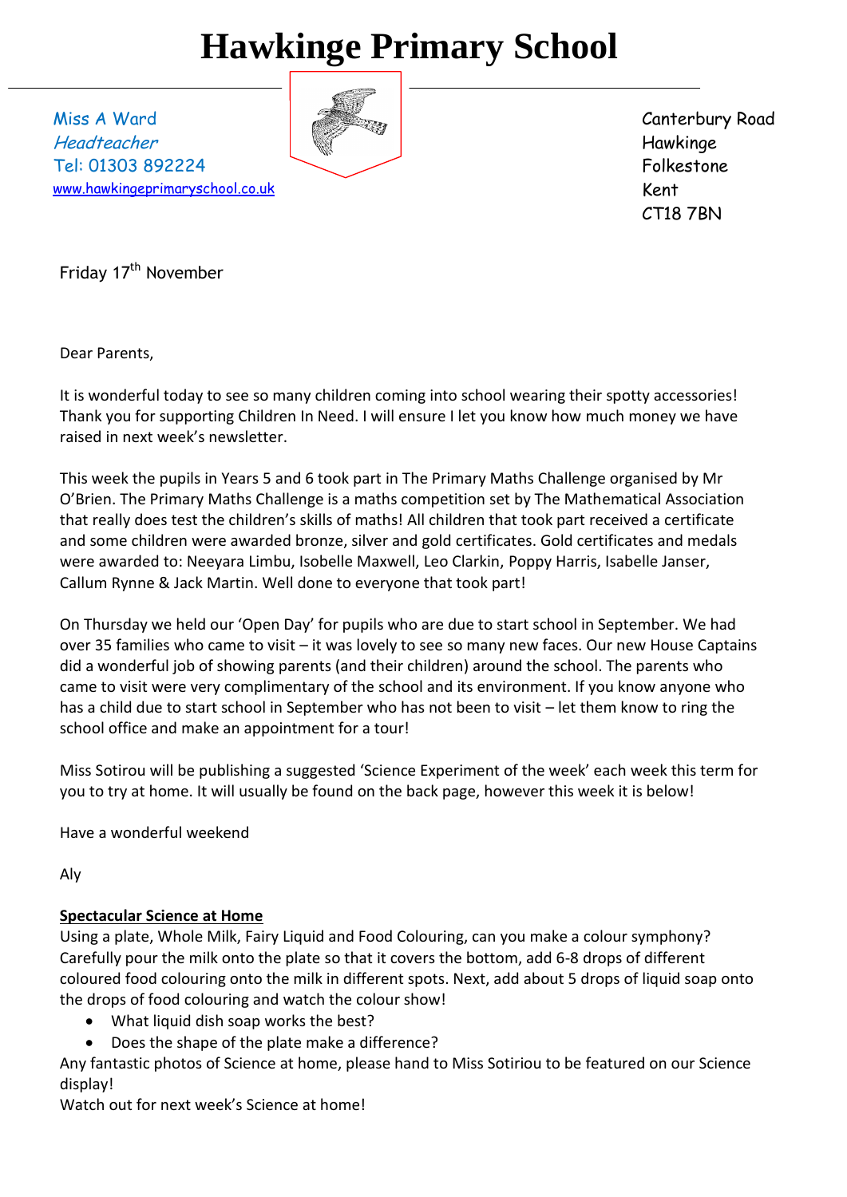# Hawkinge Primary School

Miss A Ward
*Headteacher*
Tel: 01303 892224
www.hawkingeprimaryschool.co.uk

Canterbury Road
Hawkinge
Folkestone
Kent
CT18 7BN

Friday 17th November

Dear Parents,

It is wonderful today to see so many children coming into school wearing their spotty accessories! Thank you for supporting Children In Need. I will ensure I let you know how much money we have raised in next week's newsletter.

This week the pupils in Years 5 and 6 took part in The Primary Maths Challenge organised by Mr O'Brien. The Primary Maths Challenge is a maths competition set by The Mathematical Association that really does test the children's skills of maths! All children that took part received a certificate and some children were awarded bronze, silver and gold certificates. Gold certificates and medals were awarded to: Neeyara Limbu, Isobelle Maxwell, Leo Clarkin, Poppy Harris, Isabelle Janser, Callum Rynne & Jack Martin. Well done to everyone that took part!

On Thursday we held our 'Open Day' for pupils who are due to start school in September. We had over 35 families who came to visit – it was lovely to see so many new faces. Our new House Captains did a wonderful job of showing parents (and their children) around the school. The parents who came to visit were very complimentary of the school and its environment. If you know anyone who has a child due to start school in September who has not been to visit – let them know to ring the school office and make an appointment for a tour!

Miss Sotirou will be publishing a suggested 'Science Experiment of the week' each week this term for you to try at home. It will usually be found on the back page, however this week it is below!

Have a wonderful weekend

Aly

**<u>Spectacular Science at Home</u>**

Using a plate, Whole Milk, Fairy Liquid and Food Colouring, can you make a colour symphony? Carefully pour the milk onto the plate so that it covers the bottom, add 6-8 drops of different coloured food colouring onto the milk in different spots. Next, add about 5 drops of liquid soap onto the drops of food colouring and watch the colour show!

- What liquid dish soap works the best?
- Does the shape of the plate make a difference?

Any fantastic photos of Science at home, please hand to Miss Sotiriou to be featured on our Science display!

Watch out for next week's Science at home!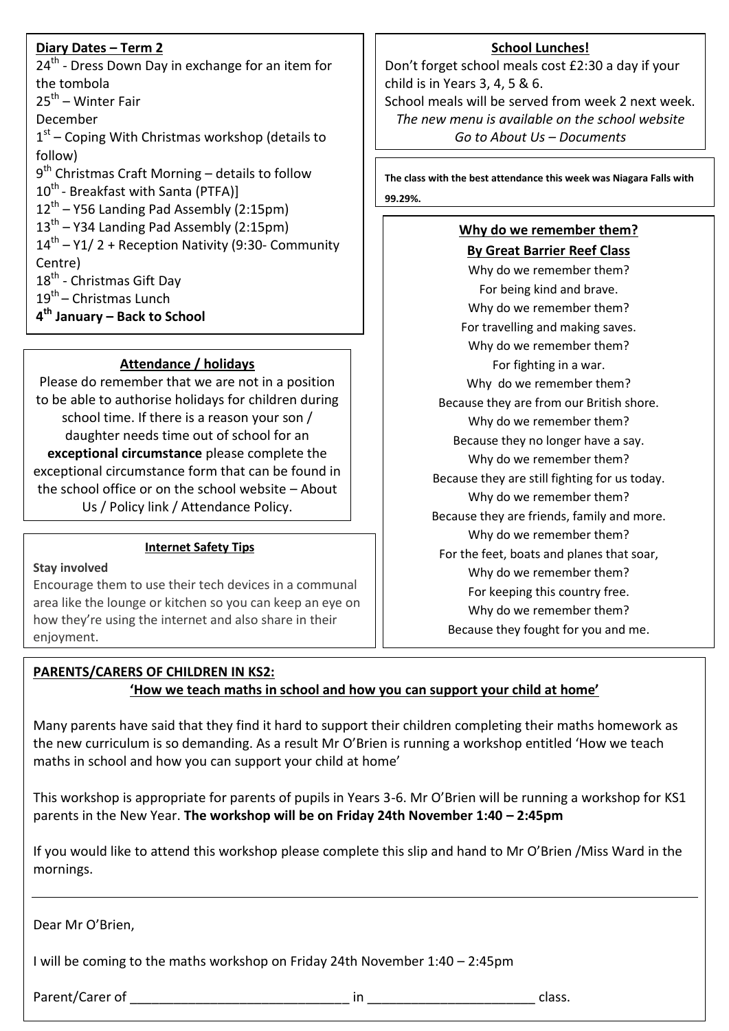**Diary Dates – Term 2**

24th - Dress Down Day in exchange for an item for the tombola
25th – Winter Fair
December
1st – Coping With Christmas workshop (details to follow)
9th Christmas Craft Morning – details to follow
10th - Breakfast with Santa (PTFA)]
12th – Y56 Landing Pad Assembly (2:15pm)
13th – Y34 Landing Pad Assembly (2:15pm)
14th – Y1/ 2 + Reception Nativity (9:30- Community Centre)
18th - Christmas Gift Day
19th – Christmas Lunch
**4th January – Back to School**

**Attendance / holidays**

Please do remember that we are not in a position to be able to authorise holidays for children during school time. If there is a reason your son / daughter needs time out of school for an **exceptional circumstance** please complete the exceptional circumstance form that can be found in the school office or on the school website – About Us / Policy link / Attendance Policy.

**Internet Safety Tips**

**Stay involved**

Encourage them to use their tech devices in a communal area like the lounge or kitchen so you can keep an eye on how they're using the internet and also share in their enjoyment.

**School Lunches!**

Don't forget school meals cost £2:30 a day if your child is in Years 3, 4, 5 & 6.
School meals will be served from week 2 next week.
*The new menu is available on the school website*
*Go to About Us – Documents*

**The class with the best attendance this week was Niagara Falls with 99.29%.**

**Why do we remember them?**
**By Great Barrier Reef Class**

Why do we remember them?
For being kind and brave.
Why do we remember them?
For travelling and making saves.
Why do we remember them?
For fighting in a war.
Why do we remember them?
Because they are from our British shore.
Why do we remember them?
Because they no longer have a say.
Why do we remember them?
Because they are still fighting for us today.
Why do we remember them?
Because they are friends, family and more.
Why do we remember them?
For the feet, boats and planes that soar,
Why do we remember them?
For keeping this country free.
Why do we remember them?
Because they fought for you and me.

**PARENTS/CARERS OF CHILDREN IN KS2:**

**'How we teach maths in school and how you can support your child at home'**

Many parents have said that they find it hard to support their children completing their maths homework as the new curriculum is so demanding. As a result Mr O'Brien is running a workshop entitled 'How we teach maths in school and how you can support your child at home'

This workshop is appropriate for parents of pupils in Years 3-6. Mr O'Brien will be running a workshop for KS1 parents in the New Year. **The workshop will be on Friday 24th November 1:40 – 2:45pm**

If you would like to attend this workshop please complete this slip and hand to Mr O'Brien /Miss Ward in the mornings.

---

Dear Mr O'Brien,

I will be coming to the maths workshop on Friday 24th November 1:40 – 2:45pm

Parent/Carer of ______________________________ in _______________________ class.